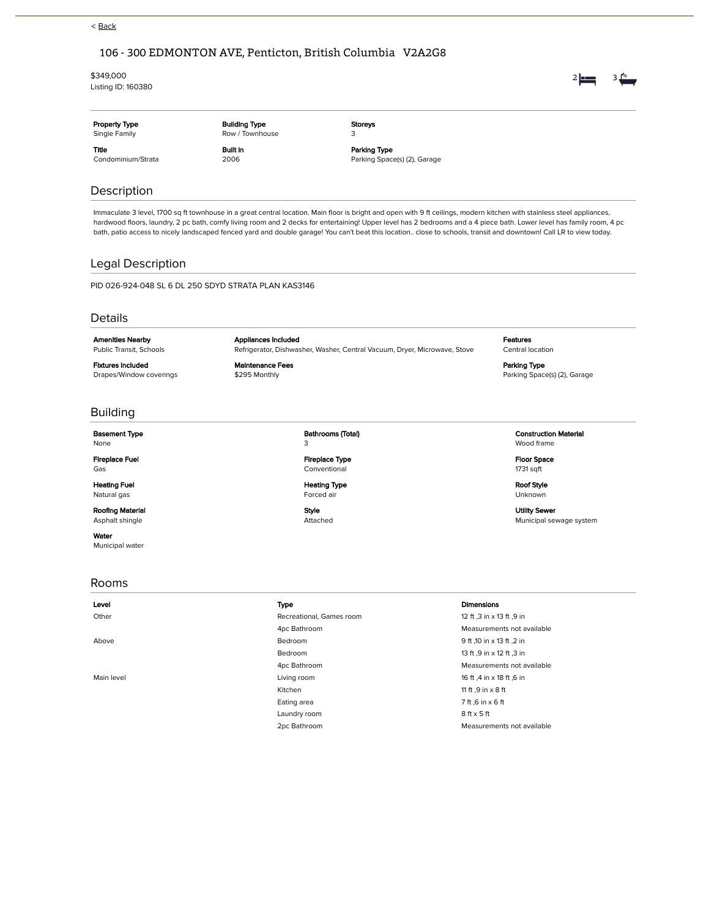< Back

# 106 - 300 EDMONTON AVE, Penticton, British Columbia V2A2G8

$349,000
Listing ID: 160380

2 3

| Property Type | Building Type | Storeys |
|---|---|---|
| Single Family | Row / Townhouse | 3 |
| **Title** | **Built in** | **Parking Type** |
| Condominium/Strata | 2006 | Parking Space(s) (2), Garage |

## Description

Immaculate 3 level, 1700 sq ft townhouse in a great central location. Main floor is bright and open with 9 ft ceilings, modern kitchen with stainless steel appliances, hardwood floors, laundry, 2 pc bath, comfy living room and 2 decks for entertaining! Upper level has 2 bedrooms and a 4 piece bath. Lower level has family room, 4 pc bath, patio access to nicely landscaped fenced yard and double garage! You can't beat this location.. close to schools, transit and downtown! Call LR to view today.

## Legal Description

PID 026-924-048 SL 6 DL 250 SDYD STRATA PLAN KAS3146

## Details

| Amenities Nearby | Appliances Included | Features |
|---|---|---|
| Public Transit, Schools | Refrigerator, Dishwasher, Washer, Central Vacuum, Dryer, Microwave, Stove | Central location |
| **Fixtures Included** | **Maintenance Fees** | **Parking Type** |
| Drapes/Window coverings | $295 Monthly | Parking Space(s) (2), Garage |

## Building

| Basement Type | Bathrooms (Total) | Construction Material |
|---|---|---|
| None | 3 | Wood frame |
| **Fireplace Fuel** | **Fireplace Type** | **Floor Space** |
| Gas | Conventional | 1731 sqft |
| **Heating Fuel** | **Heating Type** | **Roof Style** |
| Natural gas | Forced air | Unknown |
| **Roofing Material** | **Style** | **Utility Sewer** |
| Asphalt shingle | Attached | Municipal sewage system |
| **Water** | | |
| Municipal water | | |

## Rooms

| Level | Type | Dimensions |
|---|---|---|
| Other | Recreational, Games room | 12 ft ,3 in x 13 ft ,9 in |
| | 4pc Bathroom | Measurements not available |
| Above | Bedroom | 9 ft ,10 in x 13 ft ,2 in |
| | Bedroom | 13 ft ,9 in x 12 ft ,3 in |
| | 4pc Bathroom | Measurements not available |
| Main level | Living room | 16 ft ,4 in x 18 ft ,6 in |
| | Kitchen | 11 ft ,9 in x 8 ft |
| | Eating area | 7 ft ,6 in x 6 ft |
| | Laundry room | 8 ft x 5 ft |
| | 2pc Bathroom | Measurements not available |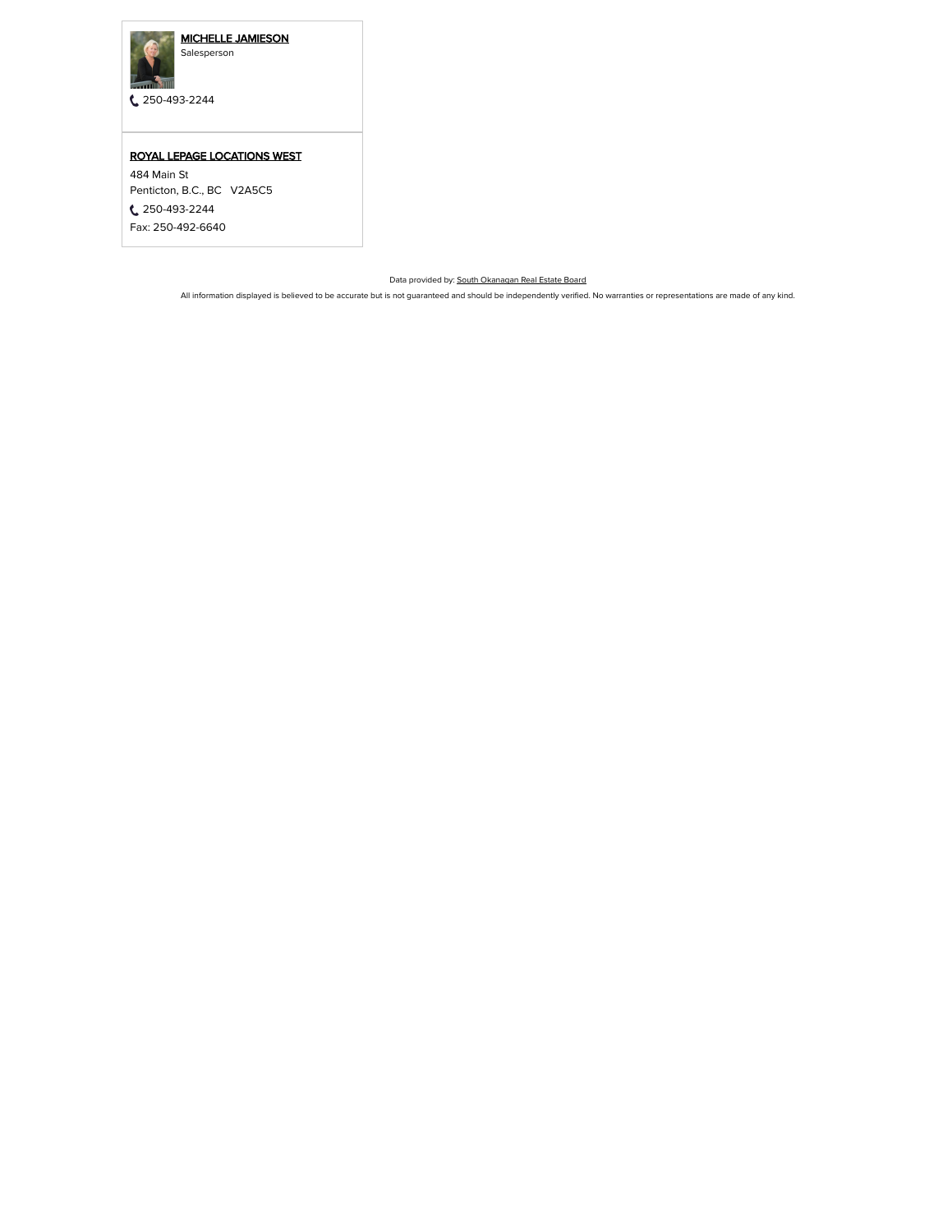**MICHELLE JAMIESON**

Salesperson

250-493-2244

**ROYAL LEPAGE LOCATIONS WEST**

484 Main St
Penticton, B.C., BC   V2A5C5

250-493-2244

Fax: 250-492-6640

Data provided by: South Okanagan Real Estate Board

All information displayed is believed to be accurate but is not guaranteed and should be independently verified. No warranties or representations are made of any kind.